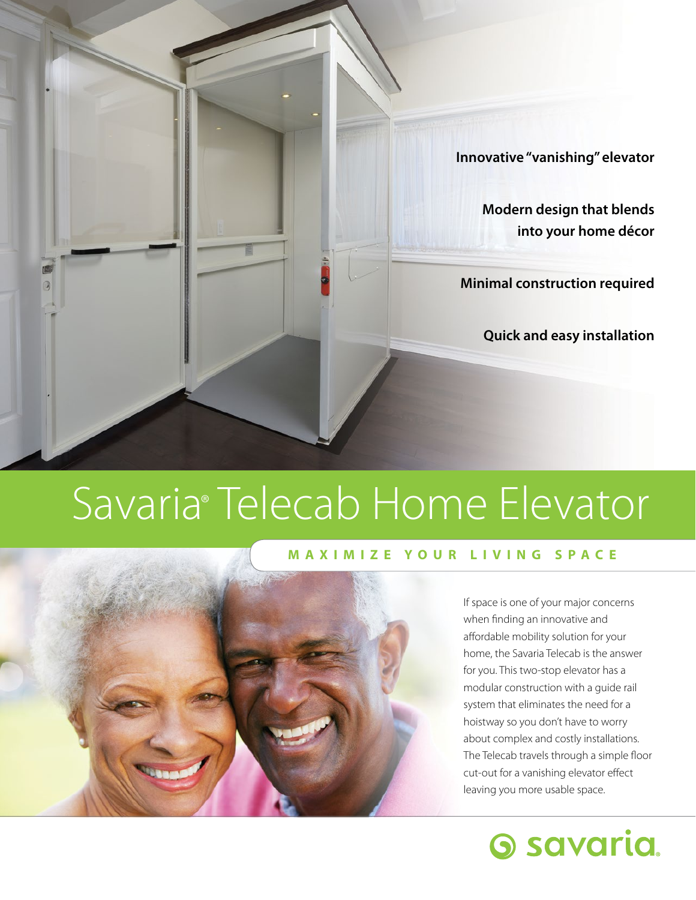Innovative "vanishing" elevator

Modern design that blends into your home décor

Minimal construction required

Quick and easy installation

# Savaria® Telecab Home Elevator

## MAXIMIZE YOUR LIVING SPACE

If space is one of your major concerns when finding an innovative and affordable mobility solution for your home, the Savaria Telecab is the answer for you. This two-stop elevator has a modular construction with a guide rail system that eliminates the need for a hoistway so you don't have to worry about complex and costly installations. The Telecab travels through a simple floor cut-out for a vanishing elevator effect leaving you more usable space.

savaria.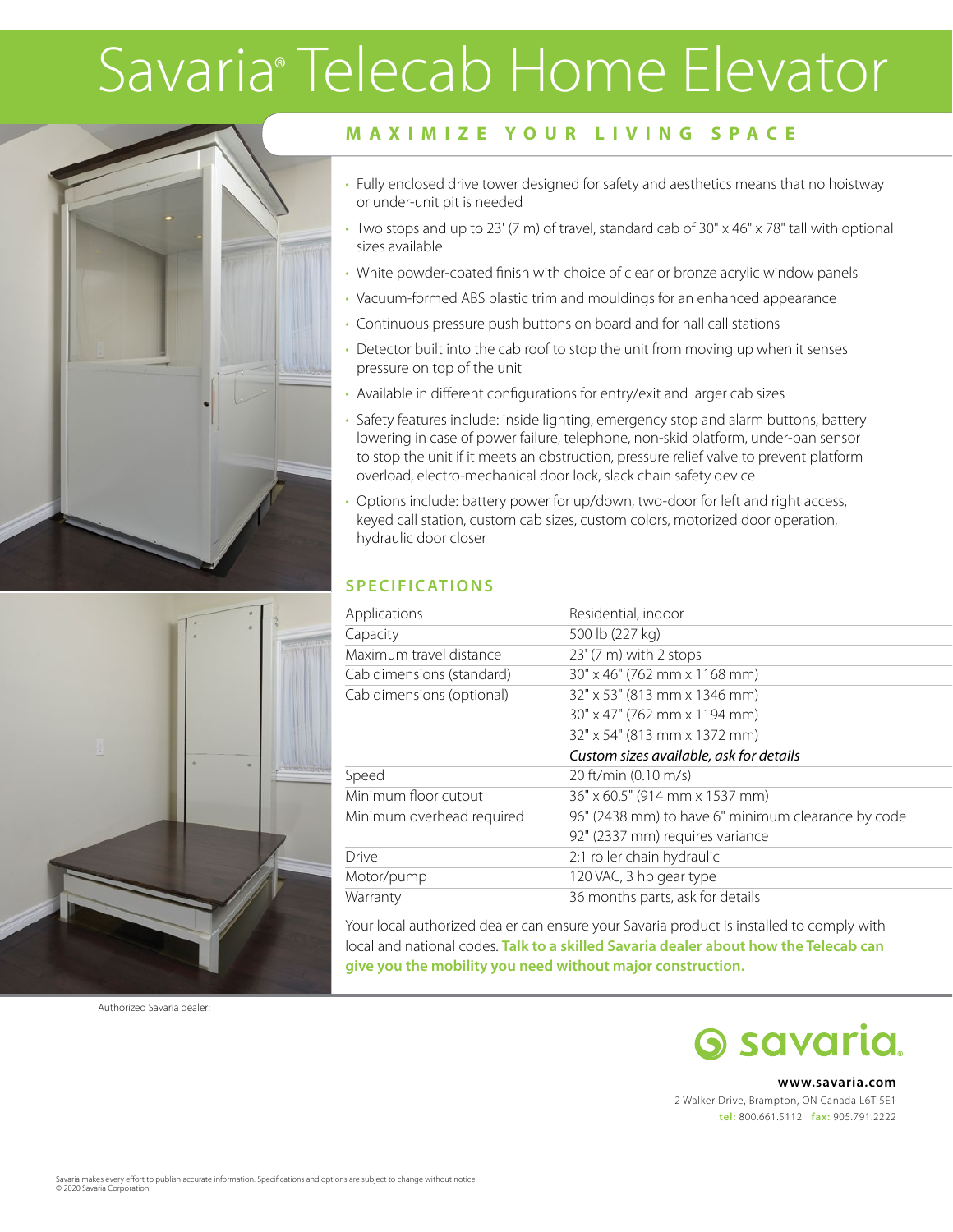# Savaria® Telecab Home Elevator

## MAXIMIZE YOUR LIVING SPACE

- Fully enclosed drive tower designed for safety and aesthetics means that no hoistway or under-unit pit is needed
- Two stops and up to 23' (7 m) of travel, standard cab of 30" x 46" x 78" tall with optional sizes available
- White powder-coated finish with choice of clear or bronze acrylic window panels
- Vacuum-formed ABS plastic trim and mouldings for an enhanced appearance
- Continuous pressure push buttons on board and for hall call stations
- Detector built into the cab roof to stop the unit from moving up when it senses pressure on top of the unit
- Available in different configurations for entry/exit and larger cab sizes
- Safety features include: inside lighting, emergency stop and alarm buttons, battery lowering in case of power failure, telephone, non-skid platform, under-pan sensor to stop the unit if it meets an obstruction, pressure relief valve to prevent platform overload, electro-mechanical door lock, slack chain safety device
- Options include: battery power for up/down, two-door for left and right access, keyed call station, custom cab sizes, custom colors, motorized door operation, hydraulic door closer

## SPECIFICATIONS

| | |
|---|---|
| Applications | Residential, indoor |
| Capacity | 500 lb (227 kg) |
| Maximum travel distance | 23' (7 m) with 2 stops |
| Cab dimensions (standard) | 30" x 46" (762 mm x 1168 mm) |
| Cab dimensions (optional) | 32" x 53" (813 mm x 1346 mm)<br>30" x 47" (762 mm x 1194 mm)<br>32" x 54" (813 mm x 1372 mm)<br>*Custom sizes available, ask for details* |
| Speed | 20 ft/min (0.10 m/s) |
| Minimum floor cutout | 36" x 60.5" (914 mm x 1537 mm) |
| Minimum overhead required | 96" (2438 mm) to have 6" minimum clearance by code<br>92" (2337 mm) requires variance |
| Drive | 2:1 roller chain hydraulic |
| Motor/pump | 120 VAC, 3 hp gear type |
| Warranty | 36 months parts, ask for details |

Your local authorized dealer can ensure your Savaria product is installed to comply with local and national codes. **Talk to a skilled Savaria dealer about how the Telecab can give you the mobility you need without major construction.**

Authorized Savaria dealer:

savaria

**www.savaria.com**
2 Walker Drive, Brampton, ON Canada L6T 5E1
**tel:** 800.661.5112 **fax:** 905.791.2222

Savaria makes every effort to publish accurate information. Specifications and options are subject to change without notice.
© 2020 Savaria Corporation.